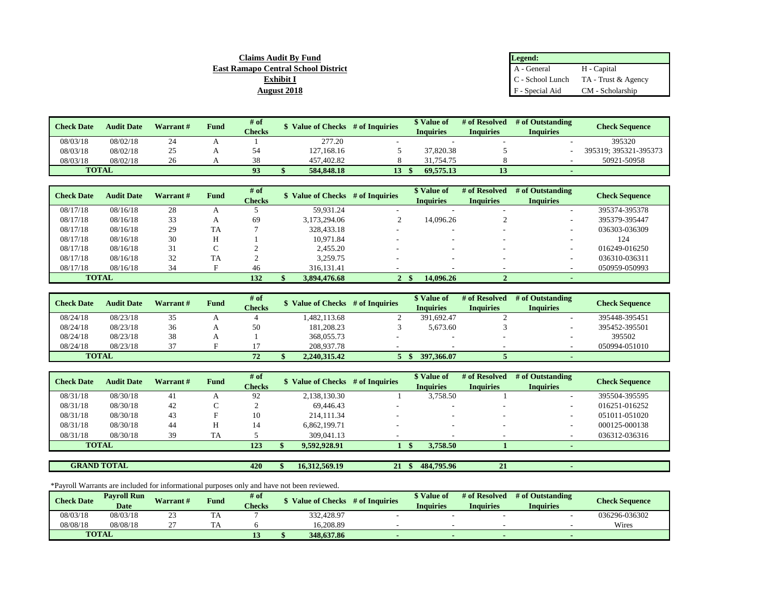**Claims Audit By Fund**
**East Ramapo Central School District**
**Exhibit I**
**August 2018**

| Legend: | |
|---|---|
| A - General | H - Capital |
| C - School Lunch | TA - Trust & Agency |
| F - Special Aid | CM - Scholarship |

| Check Date | Audit Date | Warrant # | Fund | # of Checks | $ Value of Checks | # of Inquiries | $ Value of Inquiries | # of Resolved Inquiries | # of Outstanding Inquiries | Check Sequence |
|---|---|---|---|---|---|---|---|---|---|---|
| 08/03/18 | 08/02/18 | 24 | A | 1 | 277.20 | - | - | - | - | 395320 |
| 08/03/18 | 08/02/18 | 25 | A | 54 | 127,168.16 | 5 | 37,820.38 | 5 | - | 395319; 395321-395373 |
| 08/03/18 | 08/02/18 | 26 | A | 38 | 457,402.82 | 8 | 31,754.75 | 8 | - | 50921-50958 |
| **TOTAL** | | | | **93** | **$ 584,848.18** | **13** | **$ 69,575.13** | **13** | **-** | |

| Check Date | Audit Date | Warrant # | Fund | # of Checks | $ Value of Checks | # of Inquiries | $ Value of Inquiries | # of Resolved Inquiries | # of Outstanding Inquiries | Check Sequence |
|---|---|---|---|---|---|---|---|---|---|---|
| 08/17/18 | 08/16/18 | 28 | A | 5 | 59,931.24 | - | - | - | - | 395374-395378 |
| 08/17/18 | 08/16/18 | 33 | A | 69 | 3,173,294.06 | 2 | 14,096.26 | 2 | - | 395379-395447 |
| 08/17/18 | 08/16/18 | 29 | TA | 7 | 328,433.18 | - | - | - | - | 036303-036309 |
| 08/17/18 | 08/16/18 | 30 | H | 1 | 10,971.84 | - | - | - | - | 124 |
| 08/17/18 | 08/16/18 | 31 | C | 2 | 2,455.20 | - | - | - | - | 016249-016250 |
| 08/17/18 | 08/16/18 | 32 | TA | 2 | 3,259.75 | - | - | - | - | 036310-036311 |
| 08/17/18 | 08/16/18 | 34 | F | 46 | 316,131.41 | - | - | - | - | 050959-050993 |
| **TOTAL** | | | | **132** | **$ 3,894,476.68** | **2** | **$ 14,096.26** | **2** | **-** | |

| Check Date | Audit Date | Warrant # | Fund | # of Checks | $ Value of Checks | # of Inquiries | $ Value of Inquiries | # of Resolved Inquiries | # of Outstanding Inquiries | Check Sequence |
|---|---|---|---|---|---|---|---|---|---|---|
| 08/24/18 | 08/23/18 | 35 | A | 4 | 1,482,113.68 | 2 | 391,692.47 | 2 | - | 395448-395451 |
| 08/24/18 | 08/23/18 | 36 | A | 50 | 181,208.23 | 3 | 5,673.60 | 3 | - | 395452-395501 |
| 08/24/18 | 08/23/18 | 38 | A | 1 | 368,055.73 | - | - | - | - | 395502 |
| 08/24/18 | 08/23/18 | 37 | F | 17 | 208,937.78 | - | - | - | - | 050994-051010 |
| **TOTAL** | | | | **72** | **$ 2,240,315.42** | **5** | **$ 397,366.07** | **5** | **-** | |

| Check Date | Audit Date | Warrant # | Fund | # of Checks | $ Value of Checks | # of Inquiries | $ Value of Inquiries | # of Resolved Inquiries | # of Outstanding Inquiries | Check Sequence |
|---|---|---|---|---|---|---|---|---|---|---|
| 08/31/18 | 08/30/18 | 41 | A | 92 | 2,138,130.30 | 1 | 3,758.50 | 1 | - | 395504-395595 |
| 08/31/18 | 08/30/18 | 42 | C | 2 | 69,446.43 | - | - | - | - | 016251-016252 |
| 08/31/18 | 08/30/18 | 43 | F | 10 | 214,111.34 | - | - | - | - | 051011-051020 |
| 08/31/18 | 08/30/18 | 44 | H | 14 | 6,862,199.71 | - | - | - | - | 000125-000138 |
| 08/31/18 | 08/30/18 | 39 | TA | 5 | 309,041.13 | - | - | - | - | 036312-036316 |
| **TOTAL** | | | | **123** | **$ 9,592,928.91** | **1** | **$ 3,758.50** | **1** | **-** | |

| **GRAND TOTAL** | | | | **420** | **$ 16,312,569.19** | **21** | **$ 484,795.96** | **21** | **-** | |
|---|---|---|---|---|---|---|---|---|---|---|

*Payroll Warrants are included for informational purposes only and have not been reviewed.

| Check Date | Payroll Run Date | Warrant # | Fund | # of Checks | $ Value of Checks | # of Inquiries | $ Value of Inquiries | # of Resolved Inquiries | # of Outstanding Inquiries | Check Sequence |
|---|---|---|---|---|---|---|---|---|---|---|
| 08/03/18 | 08/03/18 | 23 | TA | 7 | 332,428.97 | - | - | - | - | 036296-036302 |
| 08/08/18 | 08/08/18 | 27 | TA | 6 | 16,208.89 | - | - | - | - | Wires |
| **TOTAL** | | | | **13** | **$ 348,637.86** | **-** | **-** | **-** | **-** | |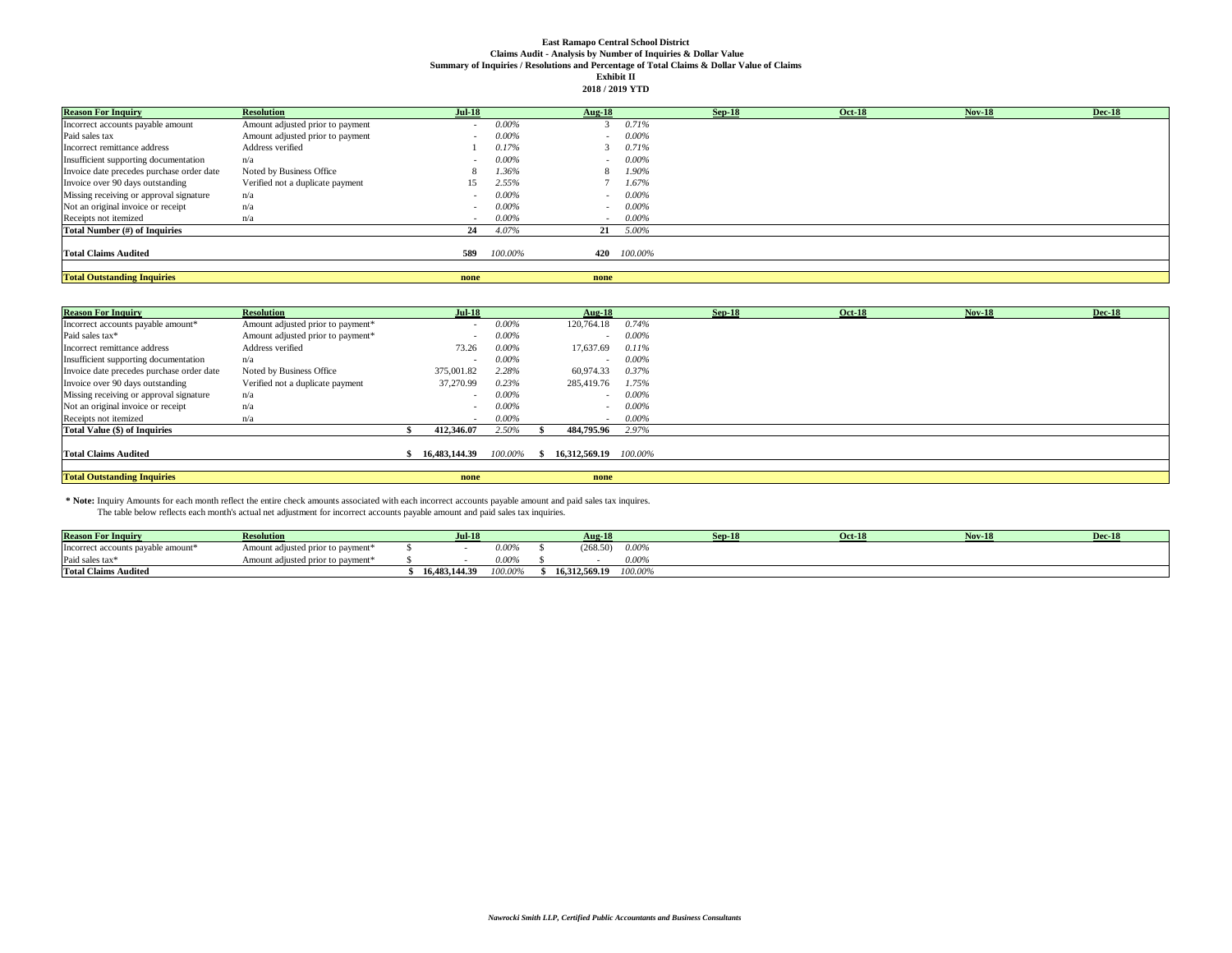**East Ramapo Central School District**
**Claims Audit - Analysis by Number of Inquiries & Dollar Value**
**Summary of Inquiries / Resolutions and Percentage of Total Claims & Dollar Value of Claims**
**Exhibit II**
**2018 / 2019 YTD**

| Reason For Inquiry | Resolution | Jul-18 | | Aug-18 | | Sep-18 | | Oct-18 | | Nov-18 | | Dec-18 | |
|---|---|---|---|---|---|---|---|---|---|---|---|---|---|
| Incorrect accounts payable amount | Amount adjusted prior to payment | - | *0.00%* | 3 | *0.71%* | | | | | | | | |
| Paid sales tax | Amount adjusted prior to payment | - | *0.00%* | - | *0.00%* | | | | | | | | |
| Incorrect remittance address | Address verified | 1 | *0.17%* | 3 | *0.71%* | | | | | | | | |
| Insufficient supporting documentation | n/a | - | *0.00%* | - | *0.00%* | | | | | | | | |
| Invoice date precedes purchase order date | Noted by Business Office | 8 | *1.36%* | 8 | *1.90%* | | | | | | | | |
| Invoice over 90 days outstanding | Verified not a duplicate payment | 15 | *2.55%* | 7 | *1.67%* | | | | | | | | |
| Missing receiving or approval signature | n/a | - | *0.00%* | - | *0.00%* | | | | | | | | |
| Not an original invoice or receipt | n/a | - | *0.00%* | - | *0.00%* | | | | | | | | |
| Receipts not itemized | n/a | - | *0.00%* | - | *0.00%* | | | | | | | | |
| **Total Number (#) of Inquiries** | | **24** | *4.07%* | **21** | *5.00%* | | | | | | | | |
| **Total Claims Audited** | | **589** | *100.00%* | **420** | *100.00%* | | | | | | | | |
| **Total Outstanding Inquiries** | | **none** | | **none** | | | | | | | | | |

| Reason For Inquiry | Resolution | Jul-18 | | Aug-18 | | Sep-18 | | Oct-18 | | Nov-18 | | Dec-18 | |
|---|---|---|---|---|---|---|---|---|---|---|---|---|---|
| Incorrect accounts payable amount* | Amount adjusted prior to payment* | - | *0.00%* | 120,764.18 | *0.74%* | | | | | | | | |
| Paid sales tax* | Amount adjusted prior to payment* | - | *0.00%* | - | *0.00%* | | | | | | | | |
| Incorrect remittance address | Address verified | 73.26 | *0.00%* | 17,637.69 | *0.11%* | | | | | | | | |
| Insufficient supporting documentation | n/a | - | *0.00%* | - | *0.00%* | | | | | | | | |
| Invoice date precedes purchase order date | Noted by Business Office | 375,001.82 | *2.28%* | 60,974.33 | *0.37%* | | | | | | | | |
| Invoice over 90 days outstanding | Verified not a duplicate payment | 37,270.99 | *0.23%* | 285,419.76 | *1.75%* | | | | | | | | |
| Missing receiving or approval signature | n/a | - | *0.00%* | - | *0.00%* | | | | | | | | |
| Not an original invoice or receipt | n/a | - | *0.00%* | - | *0.00%* | | | | | | | | |
| Receipts not itemized | n/a | - | *0.00%* | - | *0.00%* | | | | | | | | |
| **Total Value ($) of Inquiries** | | **$ 412,346.07** | *2.50%* | **$ 484,795.96** | *2.97%* | | | | | | | | |
| **Total Claims Audited** | | **$ 16,483,144.39** | *100.00%* | **$ 16,312,569.19** | *100.00%* | | | | | | | | |
| **Total Outstanding Inquiries** | | **none** | | **none** | | | | | | | | | |

**\* Note:** Inquiry Amounts for each month reflect the entire check amounts associated with each incorrect accounts payable amount and paid sales tax inquires.
The table below reflects each month's actual net adjustment for incorrect accounts payable amount and paid sales tax inquiries.

| Reason For Inquiry | Resolution | Jul-18 | | Aug-18 | | Sep-18 | | Oct-18 | | Nov-18 | | Dec-18 | |
|---|---|---|---|---|---|---|---|---|---|---|---|---|---|
| Incorrect accounts payable amount* | Amount adjusted prior to payment* | $ - | *0.00%* | $ (268.50) | *0.00%* | | | | | | | | |
| Paid sales tax* | Amount adjusted prior to payment* | $ - | *0.00%* | $ - | *0.00%* | | | | | | | | |
| **Total Claims Audited** | | **$ 16,483,144.39** | *100.00%* | **$ 16,312,569.19** | *100.00%* | | | | | | | | |

*Nawrocki Smith LLP, Certified Public Accountants and Business Consultants*